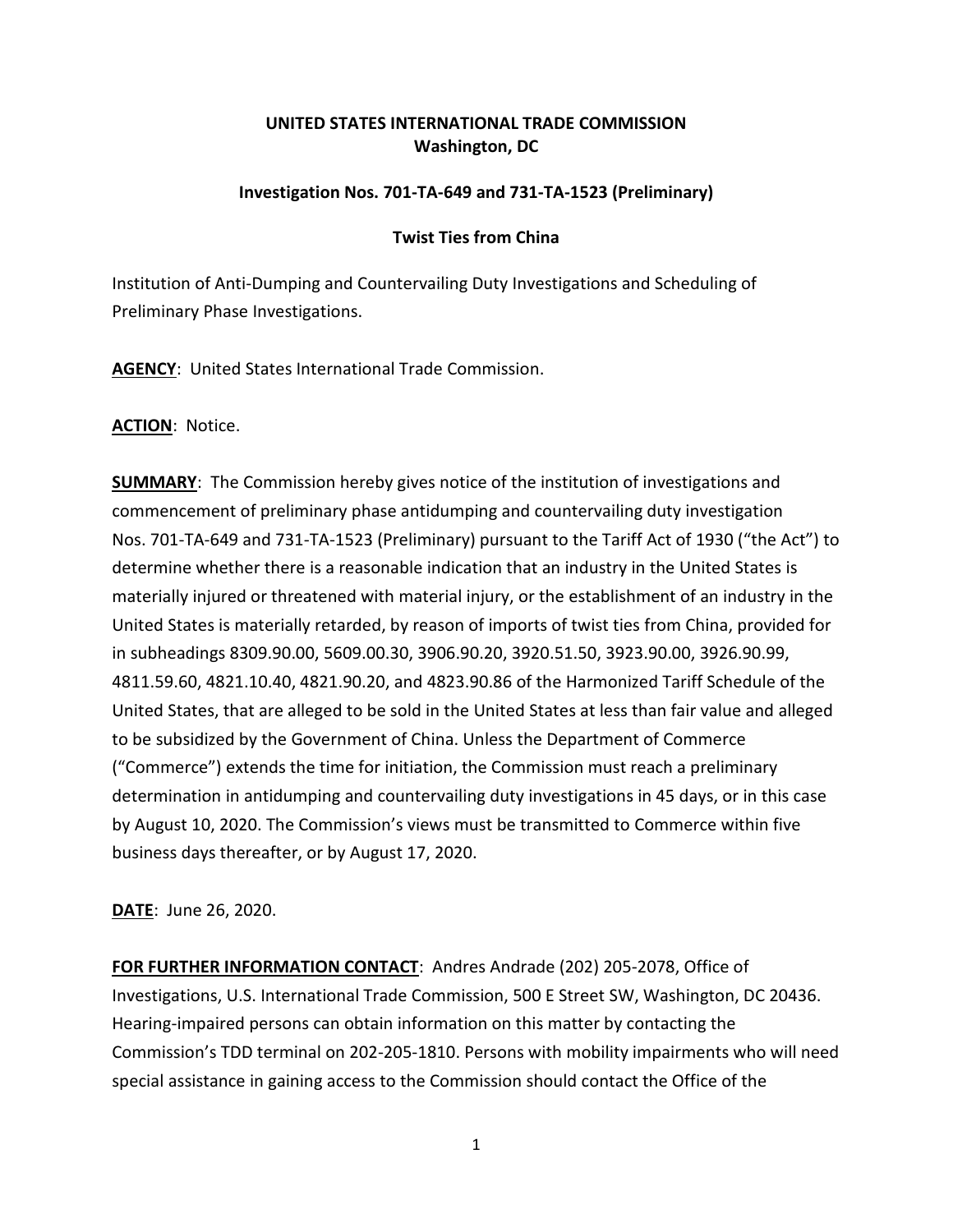**UNITED STATES INTERNATIONAL TRADE COMMISSION**
**Washington, DC**

**Investigation Nos. 701-TA-649 and 731-TA-1523 (Preliminary)**

**Twist Ties from China**

Institution of Anti-Dumping and Countervailing Duty Investigations and Scheduling of Preliminary Phase Investigations.

**AGENCY**: United States International Trade Commission.

**ACTION**: Notice.

**SUMMARY**: The Commission hereby gives notice of the institution of investigations and commencement of preliminary phase antidumping and countervailing duty investigation Nos. 701-TA-649 and 731-TA-1523 (Preliminary) pursuant to the Tariff Act of 1930 ("the Act") to determine whether there is a reasonable indication that an industry in the United States is materially injured or threatened with material injury, or the establishment of an industry in the United States is materially retarded, by reason of imports of twist ties from China, provided for in subheadings 8309.90.00, 5609.00.30, 3906.90.20, 3920.51.50, 3923.90.00, 3926.90.99, 4811.59.60, 4821.10.40, 4821.90.20, and 4823.90.86 of the Harmonized Tariff Schedule of the United States, that are alleged to be sold in the United States at less than fair value and alleged to be subsidized by the Government of China. Unless the Department of Commerce ("Commerce") extends the time for initiation, the Commission must reach a preliminary determination in antidumping and countervailing duty investigations in 45 days, or in this case by August 10, 2020. The Commission's views must be transmitted to Commerce within five business days thereafter, or by August 17, 2020.

**DATE**: June 26, 2020.

**FOR FURTHER INFORMATION CONTACT**: Andres Andrade (202) 205-2078, Office of Investigations, U.S. International Trade Commission, 500 E Street SW, Washington, DC 20436. Hearing-impaired persons can obtain information on this matter by contacting the Commission's TDD terminal on 202-205-1810. Persons with mobility impairments who will need special assistance in gaining access to the Commission should contact the Office of the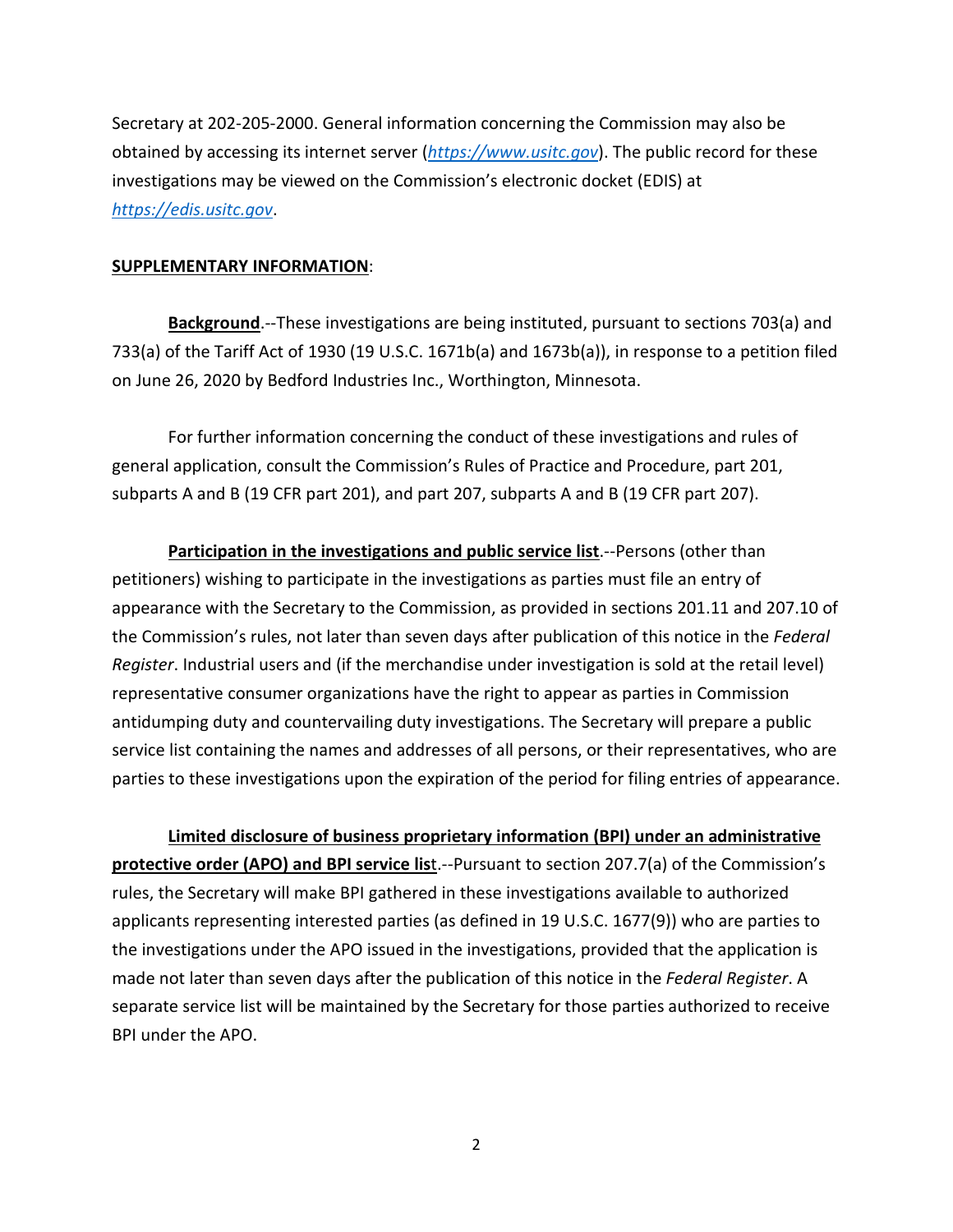Secretary at 202-205-2000. General information concerning the Commission may also be obtained by accessing its internet server (*https://www.usitc.gov*). The public record for these investigations may be viewed on the Commission's electronic docket (EDIS) at *https://edis.usitc.gov*.

**SUPPLEMENTARY INFORMATION**:

**Background**.--These investigations are being instituted, pursuant to sections 703(a) and 733(a) of the Tariff Act of 1930 (19 U.S.C. 1671b(a) and 1673b(a)), in response to a petition filed on June 26, 2020 by Bedford Industries Inc., Worthington, Minnesota.

For further information concerning the conduct of these investigations and rules of general application, consult the Commission's Rules of Practice and Procedure, part 201, subparts A and B (19 CFR part 201), and part 207, subparts A and B (19 CFR part 207).

**Participation in the investigations and public service list**.--Persons (other than petitioners) wishing to participate in the investigations as parties must file an entry of appearance with the Secretary to the Commission, as provided in sections 201.11 and 207.10 of the Commission's rules, not later than seven days after publication of this notice in the *Federal Register*. Industrial users and (if the merchandise under investigation is sold at the retail level) representative consumer organizations have the right to appear as parties in Commission antidumping duty and countervailing duty investigations. The Secretary will prepare a public service list containing the names and addresses of all persons, or their representatives, who are parties to these investigations upon the expiration of the period for filing entries of appearance.

**Limited disclosure of business proprietary information (BPI) under an administrative protective order (APO) and BPI service list**.--Pursuant to section 207.7(a) of the Commission's rules, the Secretary will make BPI gathered in these investigations available to authorized applicants representing interested parties (as defined in 19 U.S.C. 1677(9)) who are parties to the investigations under the APO issued in the investigations, provided that the application is made not later than seven days after the publication of this notice in the *Federal Register*. A separate service list will be maintained by the Secretary for those parties authorized to receive BPI under the APO.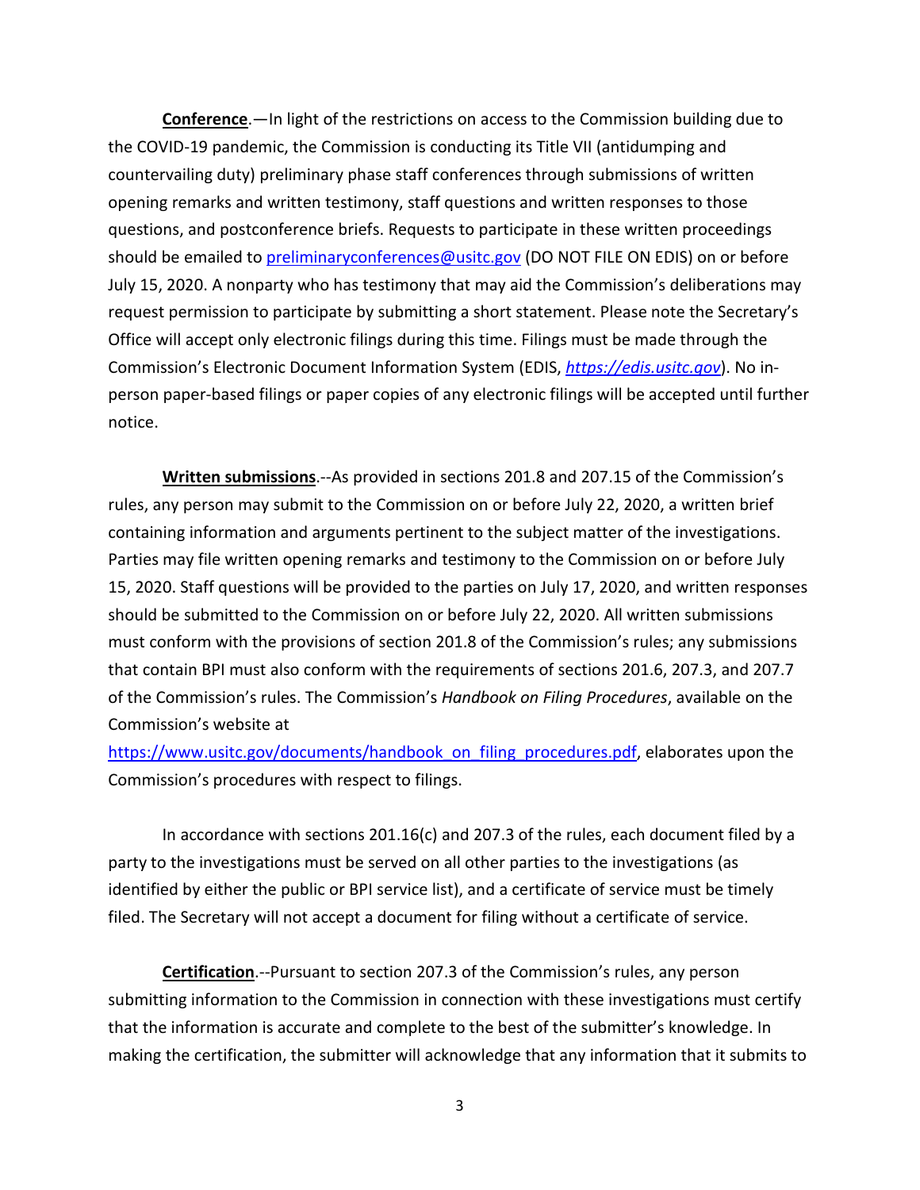**Conference**.—In light of the restrictions on access to the Commission building due to the COVID-19 pandemic, the Commission is conducting its Title VII (antidumping and countervailing duty) preliminary phase staff conferences through submissions of written opening remarks and written testimony, staff questions and written responses to those questions, and postconference briefs. Requests to participate in these written proceedings should be emailed to preliminaryconferences@usitc.gov (DO NOT FILE ON EDIS) on or before July 15, 2020. A nonparty who has testimony that may aid the Commission's deliberations may request permission to participate by submitting a short statement. Please note the Secretary's Office will accept only electronic filings during this time. Filings must be made through the Commission's Electronic Document Information System (EDIS, *https://edis.usitc.gov*). No in-person paper-based filings or paper copies of any electronic filings will be accepted until further notice.

**Written submissions**.--As provided in sections 201.8 and 207.15 of the Commission's rules, any person may submit to the Commission on or before July 22, 2020, a written brief containing information and arguments pertinent to the subject matter of the investigations. Parties may file written opening remarks and testimony to the Commission on or before July 15, 2020. Staff questions will be provided to the parties on July 17, 2020, and written responses should be submitted to the Commission on or before July 22, 2020. All written submissions must conform with the provisions of section 201.8 of the Commission's rules; any submissions that contain BPI must also conform with the requirements of sections 201.6, 207.3, and 207.7 of the Commission's rules. The Commission's *Handbook on Filing Procedures*, available on the Commission's website at https://www.usitc.gov/documents/handbook_on_filing_procedures.pdf, elaborates upon the Commission's procedures with respect to filings.

In accordance with sections 201.16(c) and 207.3 of the rules, each document filed by a party to the investigations must be served on all other parties to the investigations (as identified by either the public or BPI service list), and a certificate of service must be timely filed. The Secretary will not accept a document for filing without a certificate of service.

**Certification**.--Pursuant to section 207.3 of the Commission's rules, any person submitting information to the Commission in connection with these investigations must certify that the information is accurate and complete to the best of the submitter's knowledge. In making the certification, the submitter will acknowledge that any information that it submits to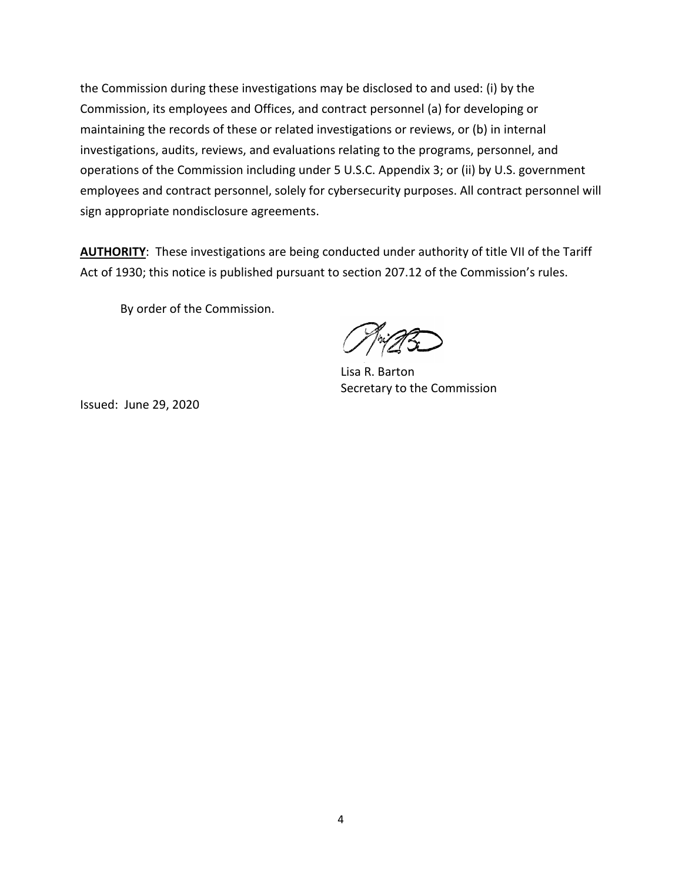the Commission during these investigations may be disclosed to and used: (i) by the Commission, its employees and Offices, and contract personnel (a) for developing or maintaining the records of these or related investigations or reviews, or (b) in internal investigations, audits, reviews, and evaluations relating to the programs, personnel, and operations of the Commission including under 5 U.S.C. Appendix 3; or (ii) by U.S. government employees and contract personnel, solely for cybersecurity purposes. All contract personnel will sign appropriate nondisclosure agreements.

**AUTHORITY**: These investigations are being conducted under authority of title VII of the Tariff Act of 1930; this notice is published pursuant to section 207.12 of the Commission's rules.

By order of the Commission.

Lisa R. Barton
Secretary to the Commission

Issued: June 29, 2020